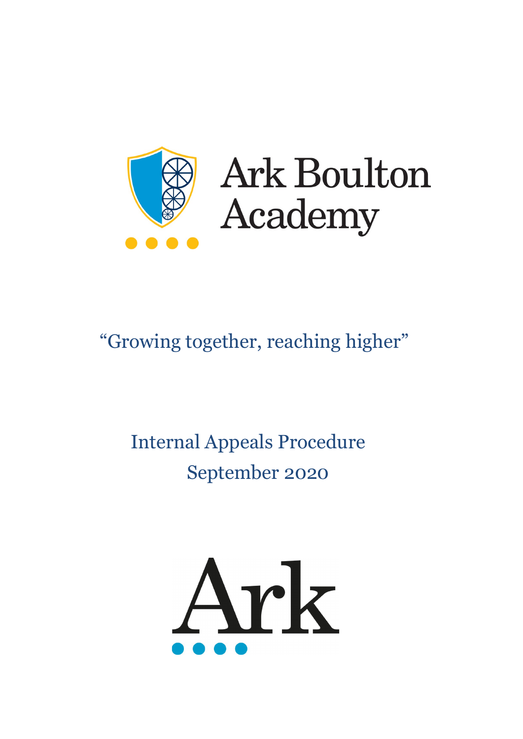# Ark Boulton Academy

"Growing together, reaching higher"

## Internal Appeals Procedure

September 2020

Ark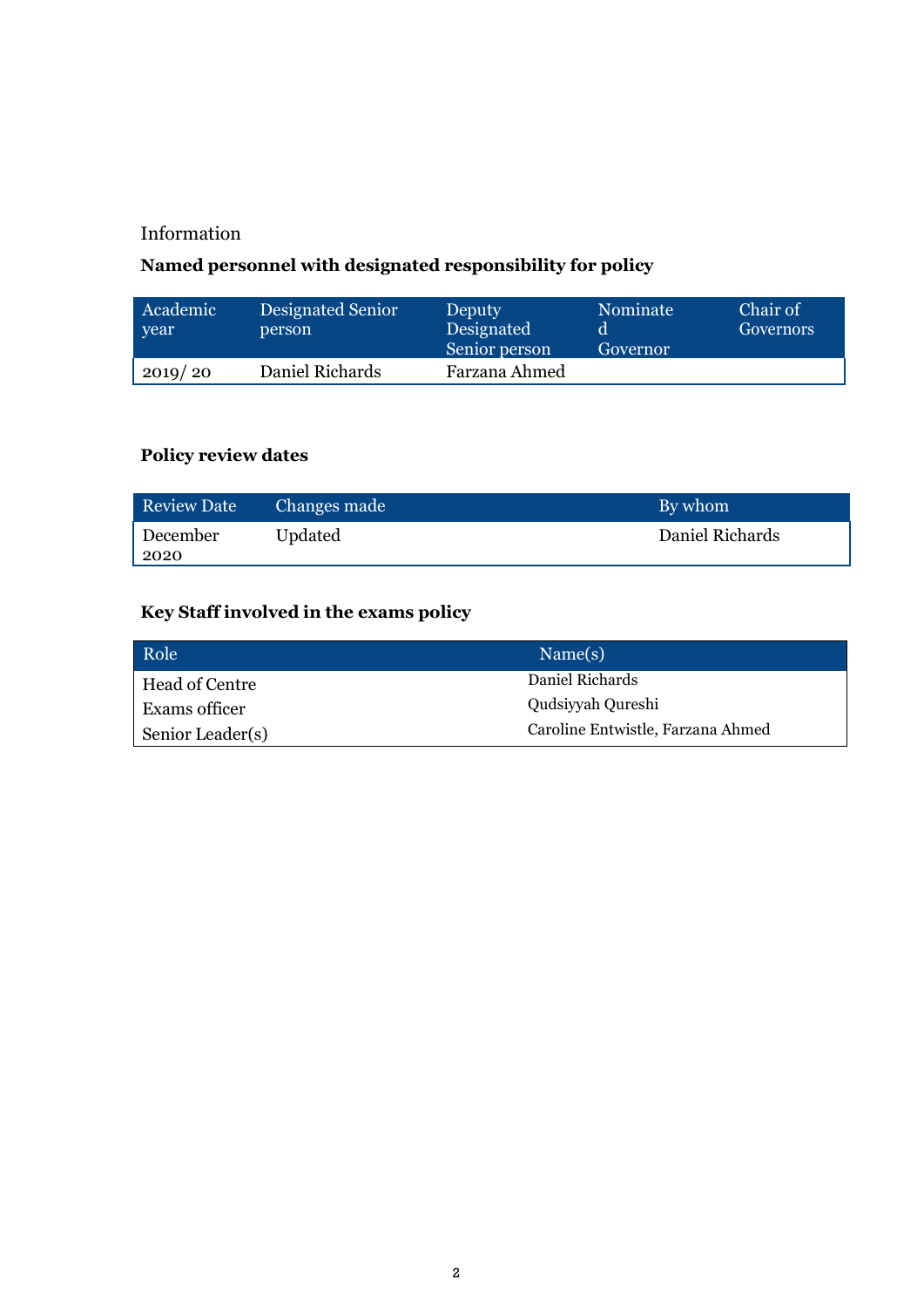Information

**Named personnel with designated responsibility for policy**

| Academic year | Designated Senior person | Deputy Designated Senior person | Nominated Governor | Chair of Governors |
|---|---|---|---|---|
| 2019/ 20 | Daniel Richards | Farzana Ahmed | | |

**Policy review dates**

| Review Date | Changes made | By whom |
|---|---|---|
| December 2020 | Updated | Daniel Richards |

**Key Staff involved in the exams policy**

| Role | Name(s) |
|---|---|
| Head of Centre | Daniel Richards |
| Exams officer | Qudsiyyah Qureshi |
| Senior Leader(s) | Caroline Entwistle, Farzana Ahmed |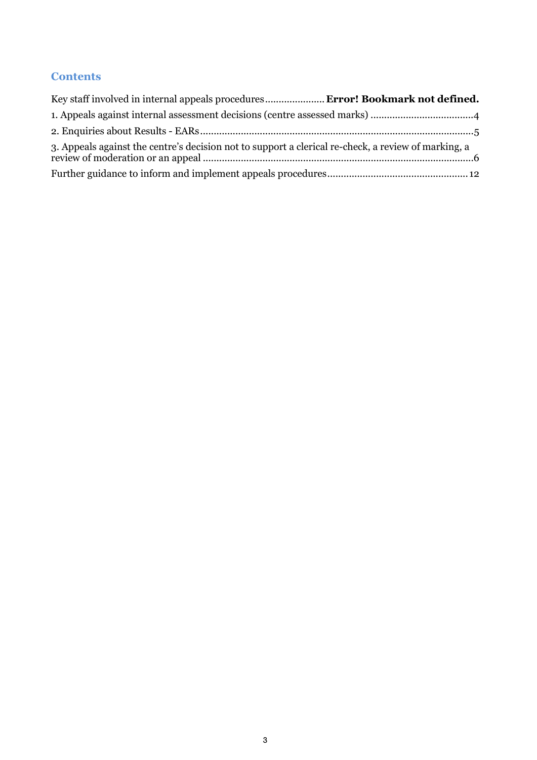## Contents

Key staff involved in internal appeals procedures ...................... **Error! Bookmark not defined.**

1. Appeals against internal assessment decisions (centre assessed marks) ...................................... 4

2. Enquiries about Results - EARs ..................................................................................................... 5

3. Appeals against the centre's decision not to support a clerical re-check, a review of marking, a review of moderation or an appeal ..................................................................................................... 6

Further guidance to inform and implement appeals procedures .................................................... 12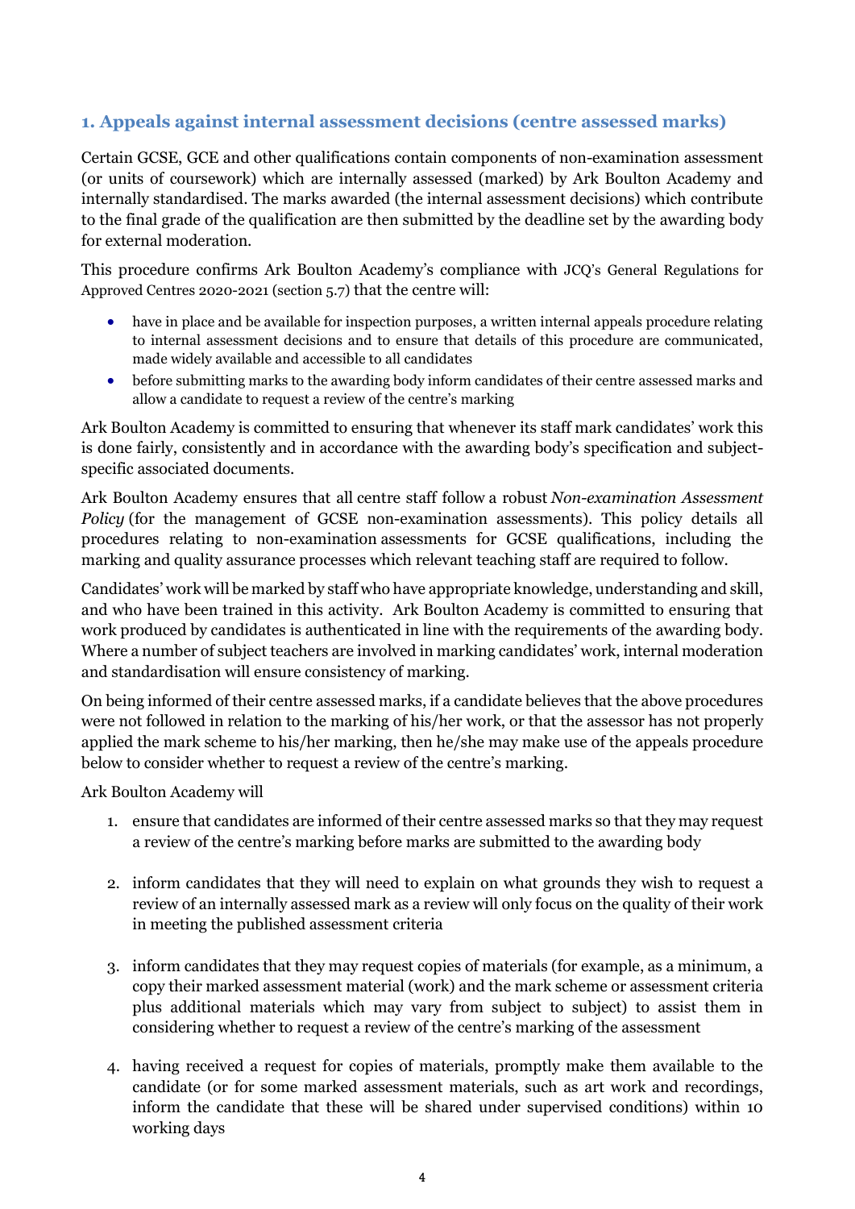## 1. Appeals against internal assessment decisions (centre assessed marks)

Certain GCSE, GCE and other qualifications contain components of non-examination assessment (or units of coursework) which are internally assessed (marked) by Ark Boulton Academy and internally standardised. The marks awarded (the internal assessment decisions) which contribute to the final grade of the qualification are then submitted by the deadline set by the awarding body for external moderation.

This procedure confirms Ark Boulton Academy's compliance with JCQ's General Regulations for Approved Centres 2020-2021 (section 5.7) that the centre will:

- have in place and be available for inspection purposes, a written internal appeals procedure relating to internal assessment decisions and to ensure that details of this procedure are communicated, made widely available and accessible to all candidates
- before submitting marks to the awarding body inform candidates of their centre assessed marks and allow a candidate to request a review of the centre's marking

Ark Boulton Academy is committed to ensuring that whenever its staff mark candidates' work this is done fairly, consistently and in accordance with the awarding body's specification and subject-specific associated documents.

Ark Boulton Academy ensures that all centre staff follow a robust *Non-examination Assessment Policy* (for the management of GCSE non-examination assessments). This policy details all procedures relating to non-examination assessments for GCSE qualifications, including the marking and quality assurance processes which relevant teaching staff are required to follow.

Candidates' work will be marked by staff who have appropriate knowledge, understanding and skill, and who have been trained in this activity. Ark Boulton Academy is committed to ensuring that work produced by candidates is authenticated in line with the requirements of the awarding body. Where a number of subject teachers are involved in marking candidates' work, internal moderation and standardisation will ensure consistency of marking.

On being informed of their centre assessed marks, if a candidate believes that the above procedures were not followed in relation to the marking of his/her work, or that the assessor has not properly applied the mark scheme to his/her marking, then he/she may make use of the appeals procedure below to consider whether to request a review of the centre's marking.

Ark Boulton Academy will

1. ensure that candidates are informed of their centre assessed marks so that they may request a review of the centre's marking before marks are submitted to the awarding body

2. inform candidates that they will need to explain on what grounds they wish to request a review of an internally assessed mark as a review will only focus on the quality of their work in meeting the published assessment criteria

3. inform candidates that they may request copies of materials (for example, as a minimum, a copy their marked assessment material (work) and the mark scheme or assessment criteria plus additional materials which may vary from subject to subject) to assist them in considering whether to request a review of the centre's marking of the assessment

4. having received a request for copies of materials, promptly make them available to the candidate (or for some marked assessment materials, such as art work and recordings, inform the candidate that these will be shared under supervised conditions) within 10 working days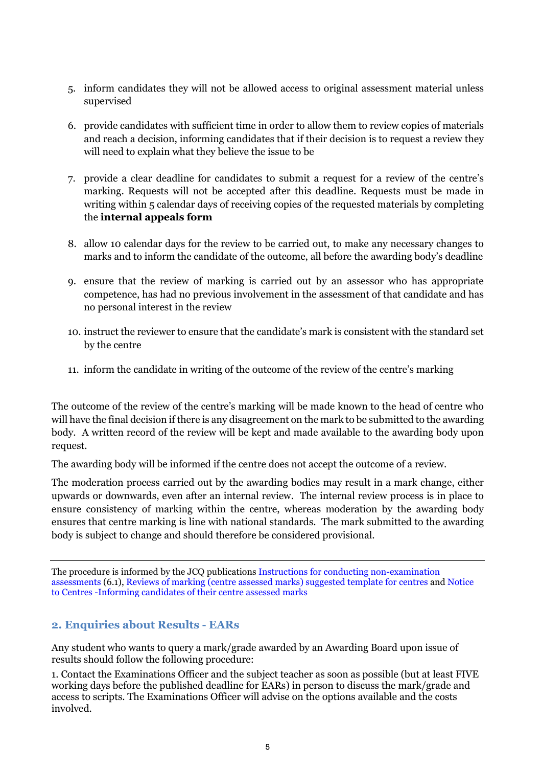5. inform candidates they will not be allowed access to original assessment material unless supervised

6. provide candidates with sufficient time in order to allow them to review copies of materials and reach a decision, informing candidates that if their decision is to request a review they will need to explain what they believe the issue to be

7. provide a clear deadline for candidates to submit a request for a review of the centre's marking. Requests will not be accepted after this deadline. Requests must be made in writing within 5 calendar days of receiving copies of the requested materials by completing the **internal appeals form**

8. allow 10 calendar days for the review to be carried out, to make any necessary changes to marks and to inform the candidate of the outcome, all before the awarding body's deadline

9. ensure that the review of marking is carried out by an assessor who has appropriate competence, has had no previous involvement in the assessment of that candidate and has no personal interest in the review

10. instruct the reviewer to ensure that the candidate's mark is consistent with the standard set by the centre

11. inform the candidate in writing of the outcome of the review of the centre's marking

The outcome of the review of the centre's marking will be made known to the head of centre who will have the final decision if there is any disagreement on the mark to be submitted to the awarding body. A written record of the review will be kept and made available to the awarding body upon request.

The awarding body will be informed if the centre does not accept the outcome of a review.

The moderation process carried out by the awarding bodies may result in a mark change, either upwards or downwards, even after an internal review. The internal review process is in place to ensure consistency of marking within the centre, whereas moderation by the awarding body ensures that centre marking is line with national standards. The mark submitted to the awarding body is subject to change and should therefore be considered provisional.

---

The procedure is informed by the JCQ publications Instructions for conducting non-examination assessments (6.1), Reviews of marking (centre assessed marks) suggested template for centres and Notice to Centres -Informing candidates of their centre assessed marks

## 2. Enquiries about Results - EARs

Any student who wants to query a mark/grade awarded by an Awarding Board upon issue of results should follow the following procedure:

1. Contact the Examinations Officer and the subject teacher as soon as possible (but at least FIVE working days before the published deadline for EARs) in person to discuss the mark/grade and access to scripts. The Examinations Officer will advise on the options available and the costs involved.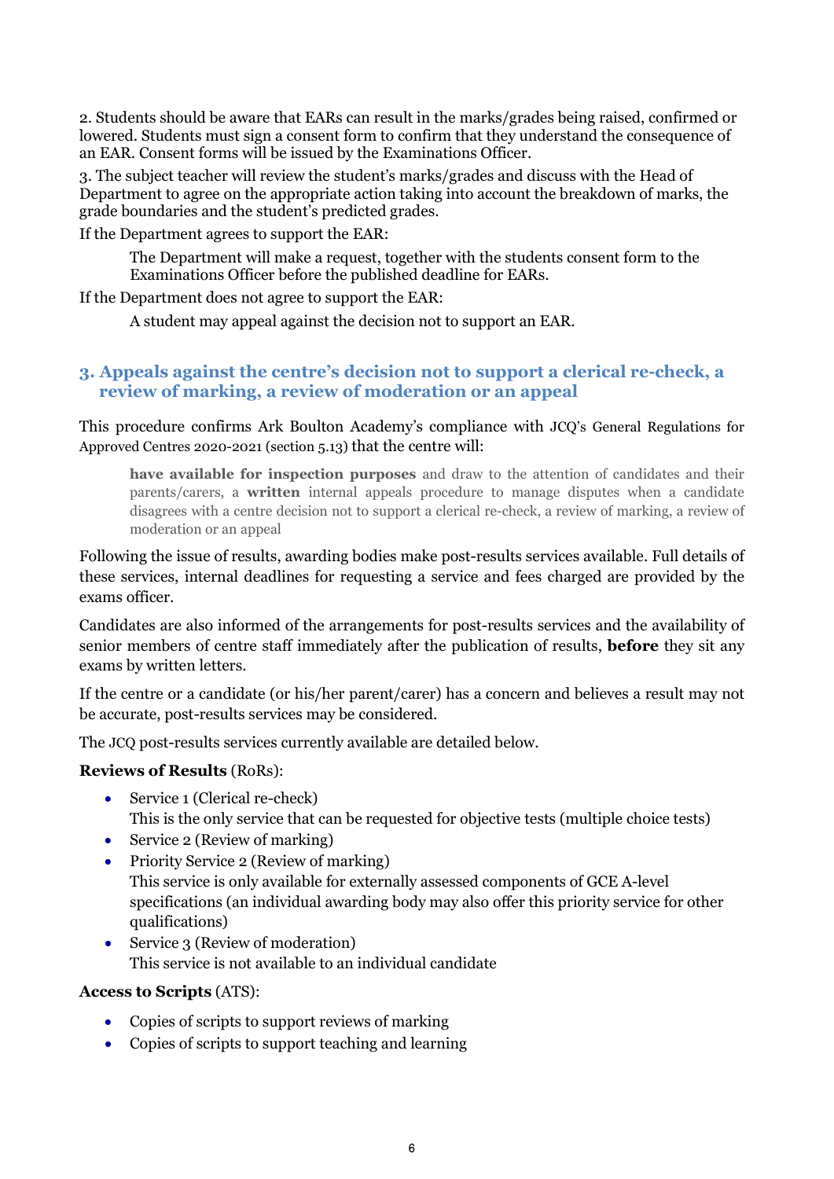2. Students should be aware that EARs can result in the marks/grades being raised, confirmed or lowered. Students must sign a consent form to confirm that they understand the consequence of an EAR. Consent forms will be issued by the Examinations Officer.

3. The subject teacher will review the student's marks/grades and discuss with the Head of Department to agree on the appropriate action taking into account the breakdown of marks, the grade boundaries and the student's predicted grades.

If the Department agrees to support the EAR:

> The Department will make a request, together with the students consent form to the Examinations Officer before the published deadline for EARs.

If the Department does not agree to support the EAR:

> A student may appeal against the decision not to support an EAR.

## 3. Appeals against the centre's decision not to support a clerical re-check, a review of marking, a review of moderation or an appeal

This procedure confirms Ark Boulton Academy's compliance with JCQ's General Regulations for Approved Centres 2020-2021 (section 5.13) that the centre will:

> **have available for inspection purposes** and draw to the attention of candidates and their parents/carers, a **written** internal appeals procedure to manage disputes when a candidate disagrees with a centre decision not to support a clerical re-check, a review of marking, a review of moderation or an appeal

Following the issue of results, awarding bodies make post-results services available. Full details of these services, internal deadlines for requesting a service and fees charged are provided by the exams officer.

Candidates are also informed of the arrangements for post-results services and the availability of senior members of centre staff immediately after the publication of results, **before** they sit any exams by written letters.

If the centre or a candidate (or his/her parent/carer) has a concern and believes a result may not be accurate, post-results services may be considered.

The JCQ post-results services currently available are detailed below.

**Reviews of Results** (RoRs):

- Service 1 (Clerical re-check)
  This is the only service that can be requested for objective tests (multiple choice tests)
- Service 2 (Review of marking)
- Priority Service 2 (Review of marking)
  This service is only available for externally assessed components of GCE A-level specifications (an individual awarding body may also offer this priority service for other qualifications)
- Service 3 (Review of moderation)
  This service is not available to an individual candidate

**Access to Scripts** (ATS):

- Copies of scripts to support reviews of marking
- Copies of scripts to support teaching and learning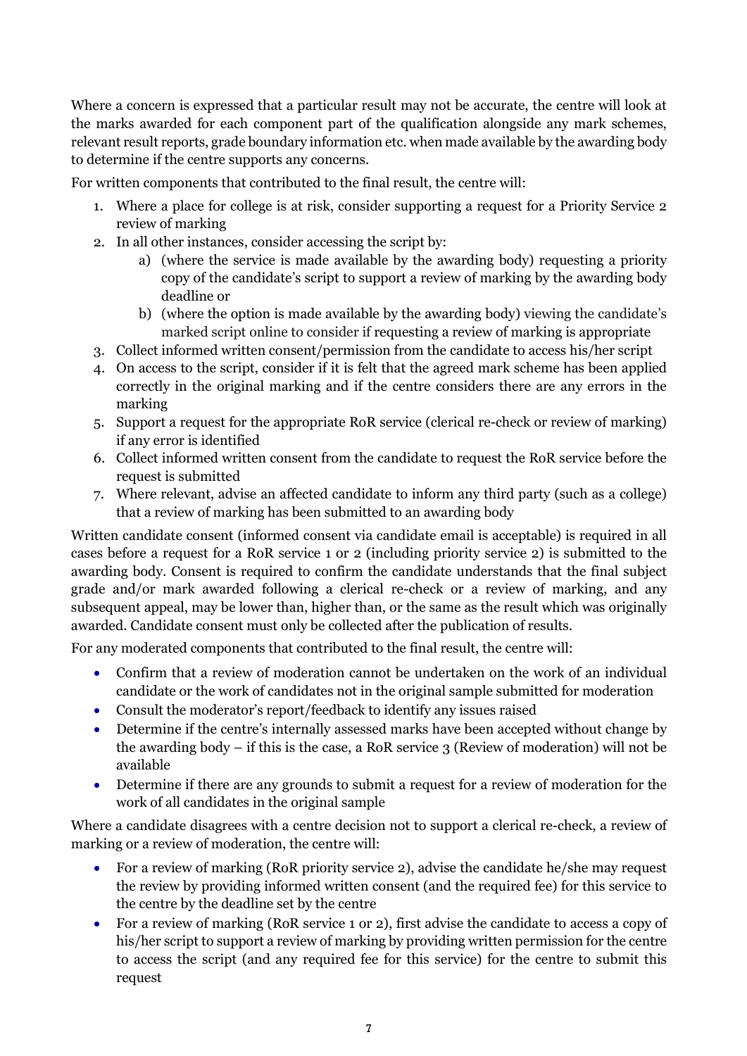Where a concern is expressed that a particular result may not be accurate, the centre will look at the marks awarded for each component part of the qualification alongside any mark schemes, relevant result reports, grade boundary information etc. when made available by the awarding body to determine if the centre supports any concerns.

For written components that contributed to the final result, the centre will:

1. Where a place for college is at risk, consider supporting a request for a Priority Service 2 review of marking
2. In all other instances, consider accessing the script by:
   a) (where the service is made available by the awarding body) requesting a priority copy of the candidate's script to support a review of marking by the awarding body deadline or
   b) (where the option is made available by the awarding body) viewing the candidate's marked script online to consider if requesting a review of marking is appropriate
3. Collect informed written consent/permission from the candidate to access his/her script
4. On access to the script, consider if it is felt that the agreed mark scheme has been applied correctly in the original marking and if the centre considers there are any errors in the marking
5. Support a request for the appropriate RoR service (clerical re-check or review of marking) if any error is identified
6. Collect informed written consent from the candidate to request the RoR service before the request is submitted
7. Where relevant, advise an affected candidate to inform any third party (such as a college) that a review of marking has been submitted to an awarding body

Written candidate consent (informed consent via candidate email is acceptable) is required in all cases before a request for a RoR service 1 or 2 (including priority service 2) is submitted to the awarding body. Consent is required to confirm the candidate understands that the final subject grade and/or mark awarded following a clerical re-check or a review of marking, and any subsequent appeal, may be lower than, higher than, or the same as the result which was originally awarded. Candidate consent must only be collected after the publication of results.

For any moderated components that contributed to the final result, the centre will:

- Confirm that a review of moderation cannot be undertaken on the work of an individual candidate or the work of candidates not in the original sample submitted for moderation
- Consult the moderator's report/feedback to identify any issues raised
- Determine if the centre's internally assessed marks have been accepted without change by the awarding body – if this is the case, a RoR service 3 (Review of moderation) will not be available
- Determine if there are any grounds to submit a request for a review of moderation for the work of all candidates in the original sample

Where a candidate disagrees with a centre decision not to support a clerical re-check, a review of marking or a review of moderation, the centre will:

- For a review of marking (RoR priority service 2), advise the candidate he/she may request the review by providing informed written consent (and the required fee) for this service to the centre by the deadline set by the centre
- For a review of marking (RoR service 1 or 2), first advise the candidate to access a copy of his/her script to support a review of marking by providing written permission for the centre to access the script (and any required fee for this service) for the centre to submit this request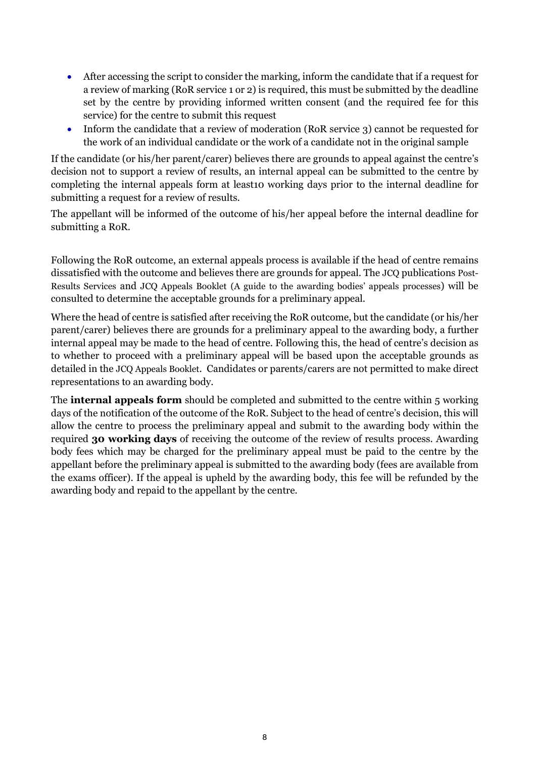- After accessing the script to consider the marking, inform the candidate that if a request for a review of marking (RoR service 1 or 2) is required, this must be submitted by the deadline set by the centre by providing informed written consent (and the required fee for this service) for the centre to submit this request
- Inform the candidate that a review of moderation (RoR service 3) cannot be requested for the work of an individual candidate or the work of a candidate not in the original sample

If the candidate (or his/her parent/carer) believes there are grounds to appeal against the centre's decision not to support a review of results, an internal appeal can be submitted to the centre by completing the internal appeals form at least10 working days prior to the internal deadline for submitting a request for a review of results.

The appellant will be informed of the outcome of his/her appeal before the internal deadline for submitting a RoR.

Following the RoR outcome, an external appeals process is available if the head of centre remains dissatisfied with the outcome and believes there are grounds for appeal. The JCQ publications Post-Results Services and JCQ Appeals Booklet (A guide to the awarding bodies' appeals processes) will be consulted to determine the acceptable grounds for a preliminary appeal.

Where the head of centre is satisfied after receiving the RoR outcome, but the candidate (or his/her parent/carer) believes there are grounds for a preliminary appeal to the awarding body, a further internal appeal may be made to the head of centre. Following this, the head of centre's decision as to whether to proceed with a preliminary appeal will be based upon the acceptable grounds as detailed in the JCQ Appeals Booklet. Candidates or parents/carers are not permitted to make direct representations to an awarding body.

The **internal appeals form** should be completed and submitted to the centre within 5 working days of the notification of the outcome of the RoR. Subject to the head of centre's decision, this will allow the centre to process the preliminary appeal and submit to the awarding body within the required **30 working days** of receiving the outcome of the review of results process. Awarding body fees which may be charged for the preliminary appeal must be paid to the centre by the appellant before the preliminary appeal is submitted to the awarding body (fees are available from the exams officer). If the appeal is upheld by the awarding body, this fee will be refunded by the awarding body and repaid to the appellant by the centre.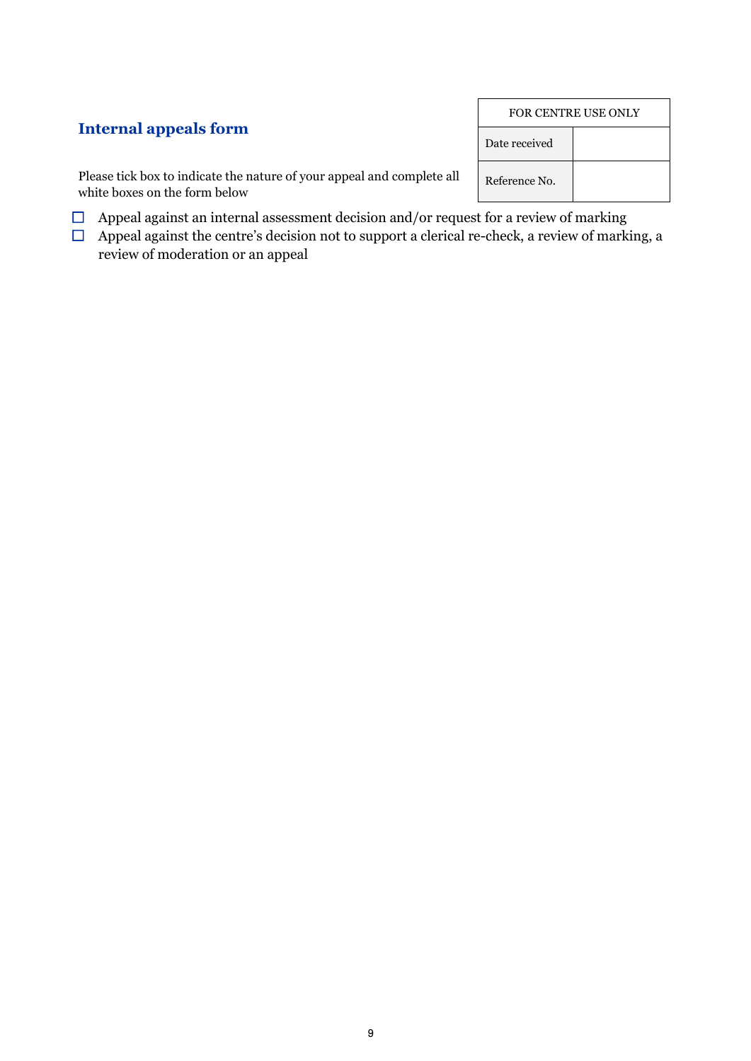## Internal appeals form

| FOR CENTRE USE ONLY | |
|---|---|
| Date received | |
| Reference No. | |

Please tick box to indicate the nature of your appeal and complete all white boxes on the form below

- ☐ Appeal against an internal assessment decision and/or request for a review of marking
- ☐ Appeal against the centre's decision not to support a clerical re-check, a review of marking, a review of moderation or an appeal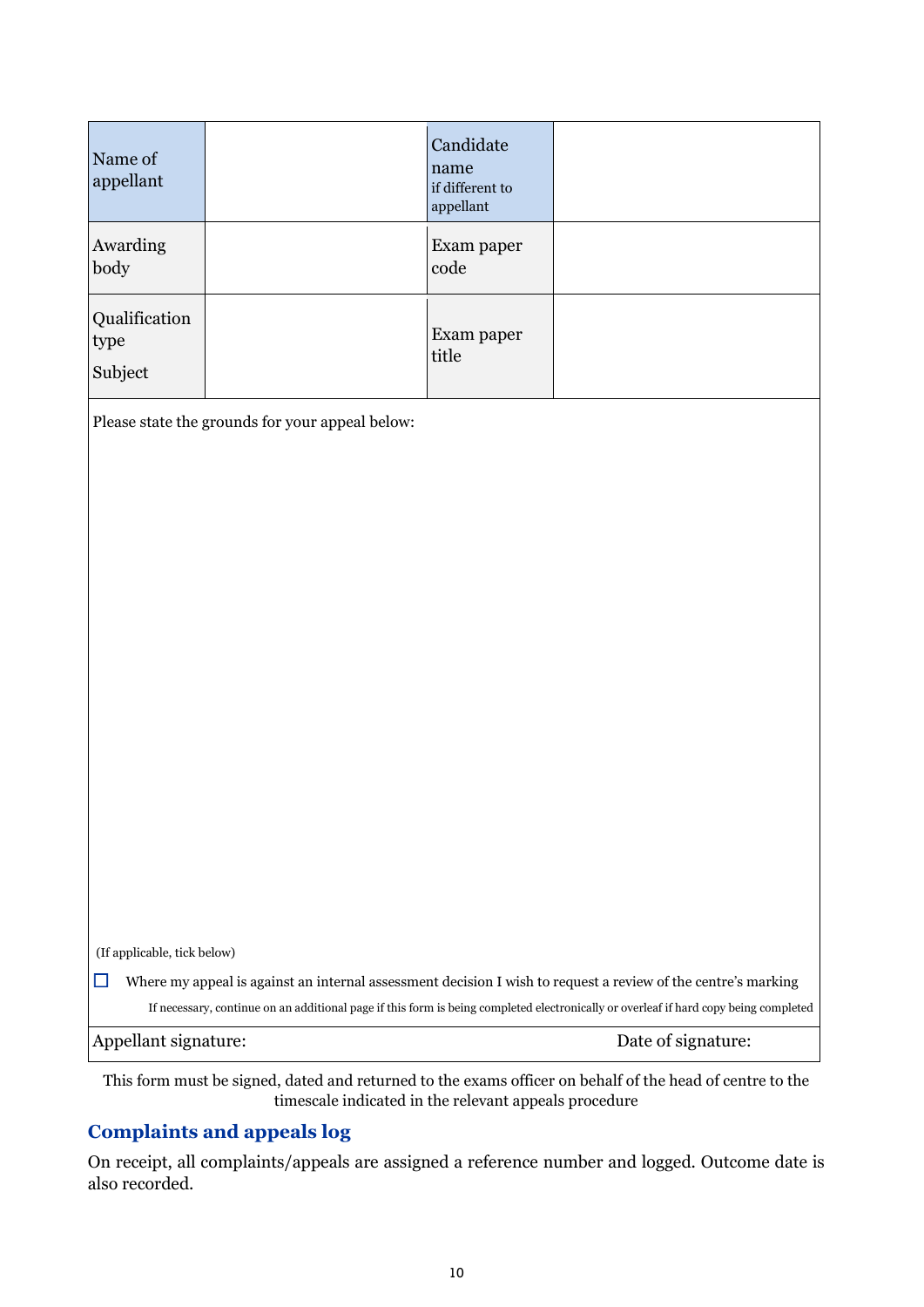| Name of appellant | | Candidate name if different to appellant | |
|---|---|---|---|
| Awarding body | | Exam paper code | |
| Qualification type<br>Subject | | Exam paper title | |

Please state the grounds for your appeal below:

(If applicable, tick below)

☐ Where my appeal is against an internal assessment decision I wish to request a review of the centre's marking

If necessary, continue on an additional page if this form is being completed electronically or overleaf if hard copy being completed

Appellant signature: Date of signature:

This form must be signed, dated and returned to the exams officer on behalf of the head of centre to the timescale indicated in the relevant appeals procedure

## Complaints and appeals log

On receipt, all complaints/appeals are assigned a reference number and logged. Outcome date is also recorded.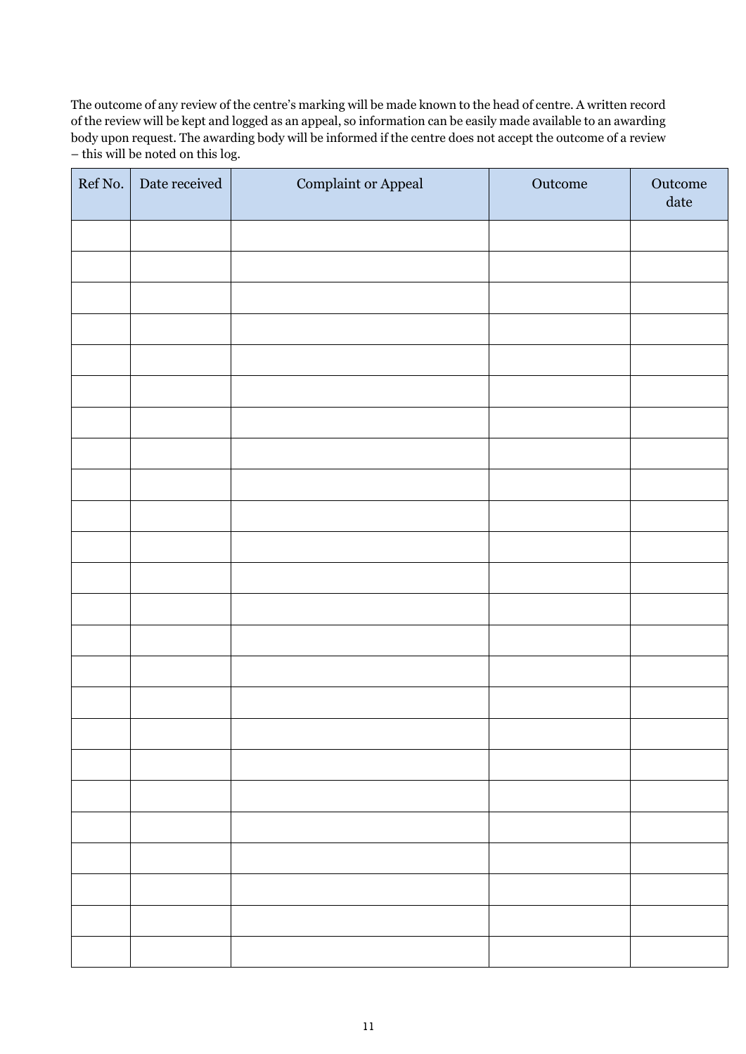The outcome of any review of the centre's marking will be made known to the head of centre. A written record of the review will be kept and logged as an appeal, so information can be easily made available to an awarding body upon request. The awarding body will be informed if the centre does not accept the outcome of a review – this will be noted on this log.

| Ref No. | Date received | Complaint or Appeal | Outcome | Outcome date |
|---|---|---|---|---|
| | | | | |
| | | | | |
| | | | | |
| | | | | |
| | | | | |
| | | | | |
| | | | | |
| | | | | |
| | | | | |
| | | | | |
| | | | | |
| | | | | |
| | | | | |
| | | | | |
| | | | | |
| | | | | |
| | | | | |
| | | | | |
| | | | | |
| | | | | |
| | | | | |
| | | | | |
| | | | | |
| | | | | |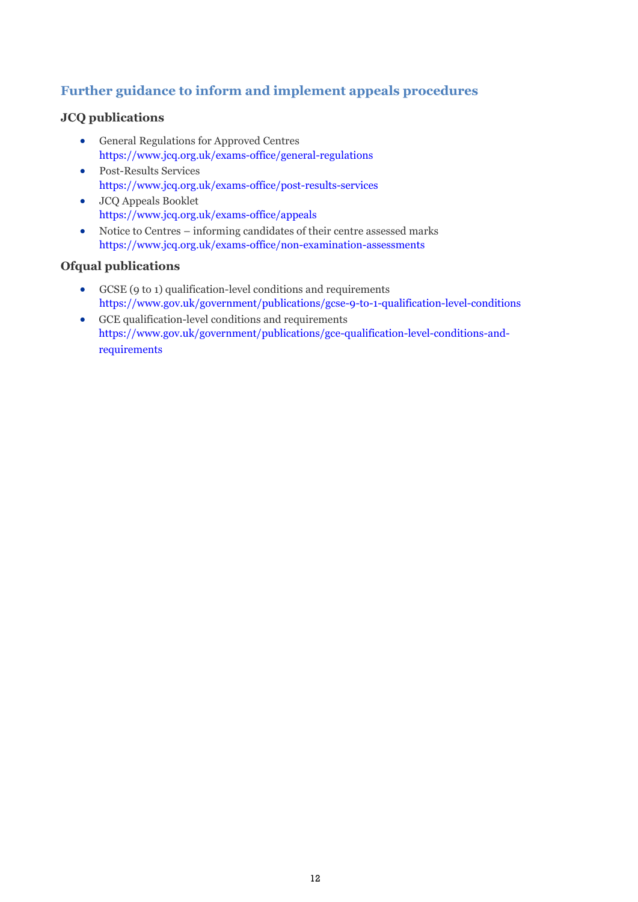## Further guidance to inform and implement appeals procedures

### JCQ publications

- General Regulations for Approved Centres
  https://www.jcq.org.uk/exams-office/general-regulations
- Post-Results Services
  https://www.jcq.org.uk/exams-office/post-results-services
- JCQ Appeals Booklet
  https://www.jcq.org.uk/exams-office/appeals
- Notice to Centres – informing candidates of their centre assessed marks
  https://www.jcq.org.uk/exams-office/non-examination-assessments

### Ofqual publications

- GCSE (9 to 1) qualification-level conditions and requirements
  https://www.gov.uk/government/publications/gcse-9-to-1-qualification-level-conditions
- GCE qualification-level conditions and requirements
  https://www.gov.uk/government/publications/gce-qualification-level-conditions-and-requirements